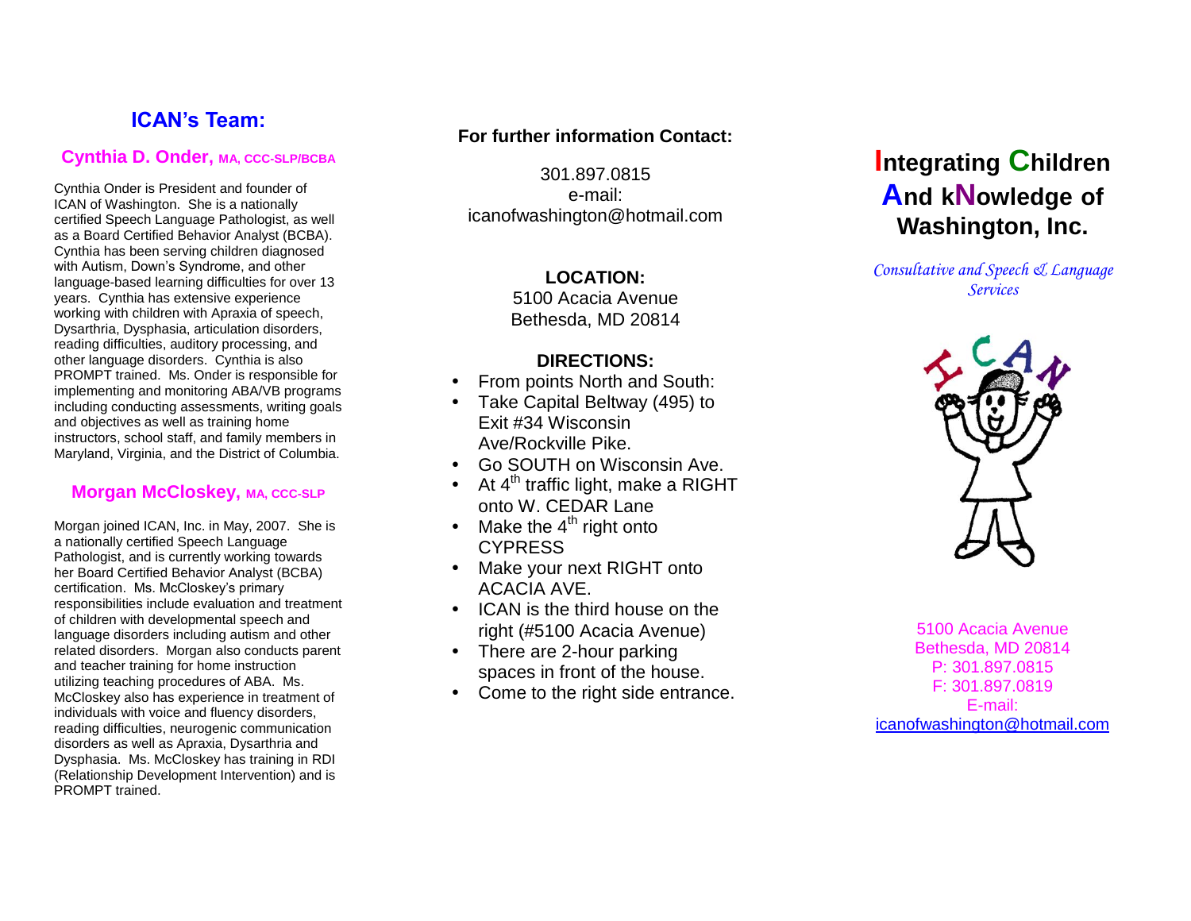## ICAN's Team:

### Cynthia D. Onder, MA, CCC-SLP/BCBA

Cynthia Onder is President and founder of ICAN of Washington. She is a nationally certified Speech Language Pathologist, as well as a Board Certified Behavior Analyst (BCBA). Cynthia has been serving children diagnosed with Autism, Down's Syndrome, and other language-based learning difficulties for over 13 years. Cynthia has extensive experience working with children with Apraxia of speech, Dysarthria, Dysphasia, articulation disorders, reading difficulties, auditory processing, and other language disorders. Cynthia is also PROMPT trained. Ms. Onder is responsible for implementing and monitoring ABA/VB programs including conducting assessments, writing goals and objectives as well as training home instructors, school staff, and family members in Maryland, Virginia, and the District of Columbia.

### Morgan McCloskey, MA, CCC-SLP

Morgan joined ICAN, Inc. in May, 2007. She is a nationally certified Speech Language Pathologist, and is currently working towards her Board Certified Behavior Analyst (BCBA) certification. Ms. McCloskey's primary responsibilities include evaluation and treatment of children with developmental speech and language disorders including autism and other related disorders. Morgan also conducts parent and teacher training for home instruction utilizing teaching procedures of ABA. Ms. McCloskey also has experience in treatment of individuals with voice and fluency disorders, reading difficulties, neurogenic communication disorders as well as Apraxia, Dysarthria and Dysphasia. Ms. McCloskey has training in RDI (Relationship Development Intervention) and is PROMPT trained.

**For further information Contact:**

301.897.0815
e-mail:
icanofwashington@hotmail.com

**LOCATION:**
5100 Acacia Avenue
Bethesda, MD 20814

**DIRECTIONS:**

- From points North and South:
- Take Capital Beltway (495) to Exit #34 Wisconsin Ave/Rockville Pike.
- Go SOUTH on Wisconsin Ave.
- At 4th traffic light, make a RIGHT onto W. CEDAR Lane
- Make the 4th right onto CYPRESS
- Make your next RIGHT onto ACACIA AVE.
- ICAN is the third house on the right (#5100 Acacia Avenue)
- There are 2-hour parking spaces in front of the house.
- Come to the right side entrance.

# Integrating Children And kNowledge of Washington, Inc.

*Consultative and Speech & Language Services*

5100 Acacia Avenue
Bethesda, MD 20814
P: 301.897.0815
F: 301.897.0819
E-mail:
icanofwashington@hotmail.com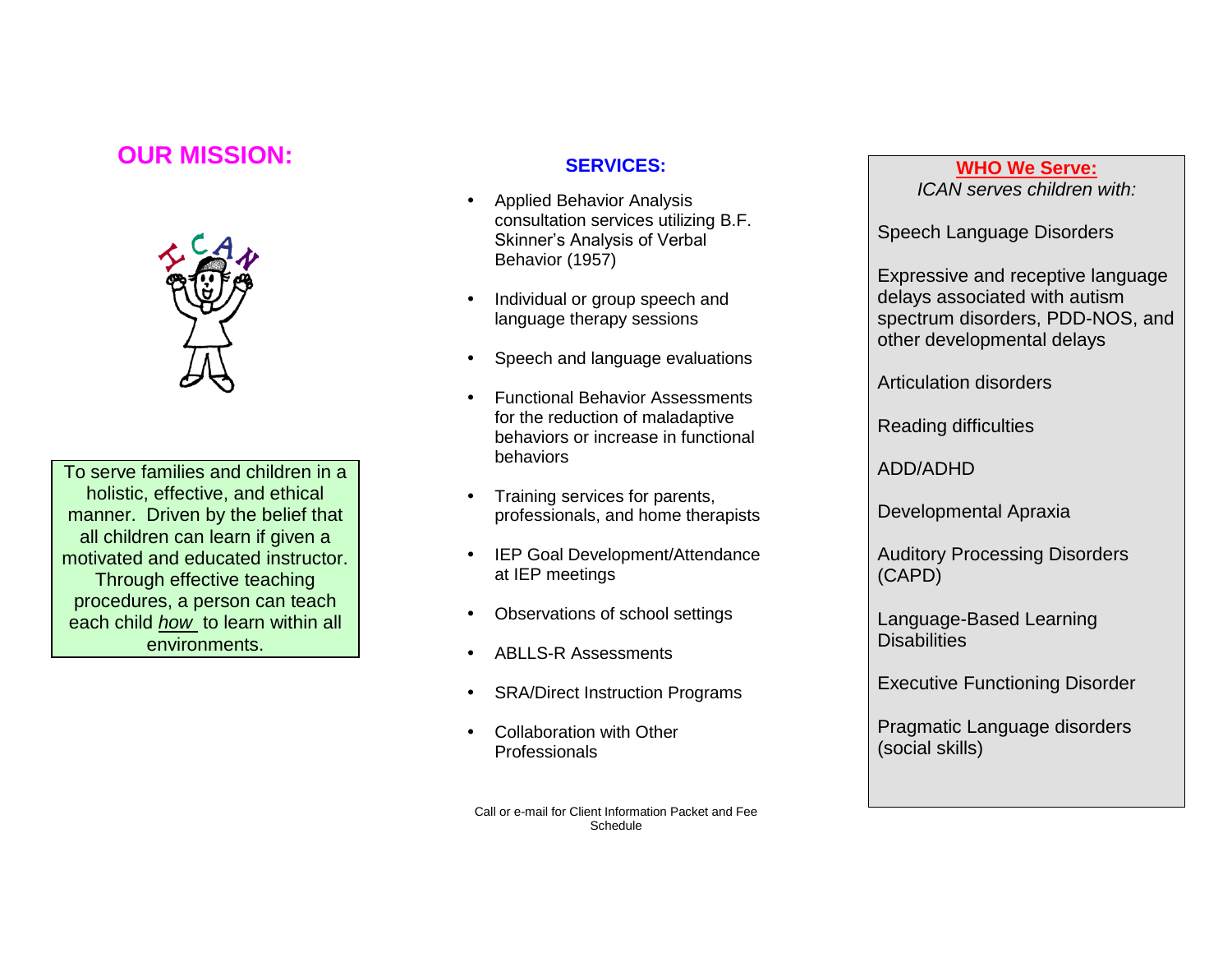## OUR MISSION:

To serve families and children in a holistic, effective, and ethical manner. Driven by the belief that all children can learn if given a motivated and educated instructor. Through effective teaching procedures, a person can teach each child ***how*** to learn within all environments.

## SERVICES:

- Applied Behavior Analysis consultation services utilizing B.F. Skinner's Analysis of Verbal Behavior (1957)
- Individual or group speech and language therapy sessions
- Speech and language evaluations
- Functional Behavior Assessments for the reduction of maladaptive behaviors or increase in functional behaviors
- Training services for parents, professionals, and home therapists
- IEP Goal Development/Attendance at IEP meetings
- Observations of school settings
- ABLLS-R Assessments
- SRA/Direct Instruction Programs
- Collaboration with Other Professionals

Call or e-mail for Client Information Packet and Fee Schedule

## WHO We Serve:

*ICAN serves children with:*

Speech Language Disorders

Expressive and receptive language delays associated with autism spectrum disorders, PDD-NOS, and other developmental delays

Articulation disorders

Reading difficulties

ADD/ADHD

Developmental Apraxia

Auditory Processing Disorders (CAPD)

Language-Based Learning Disabilities

Executive Functioning Disorder

Pragmatic Language disorders (social skills)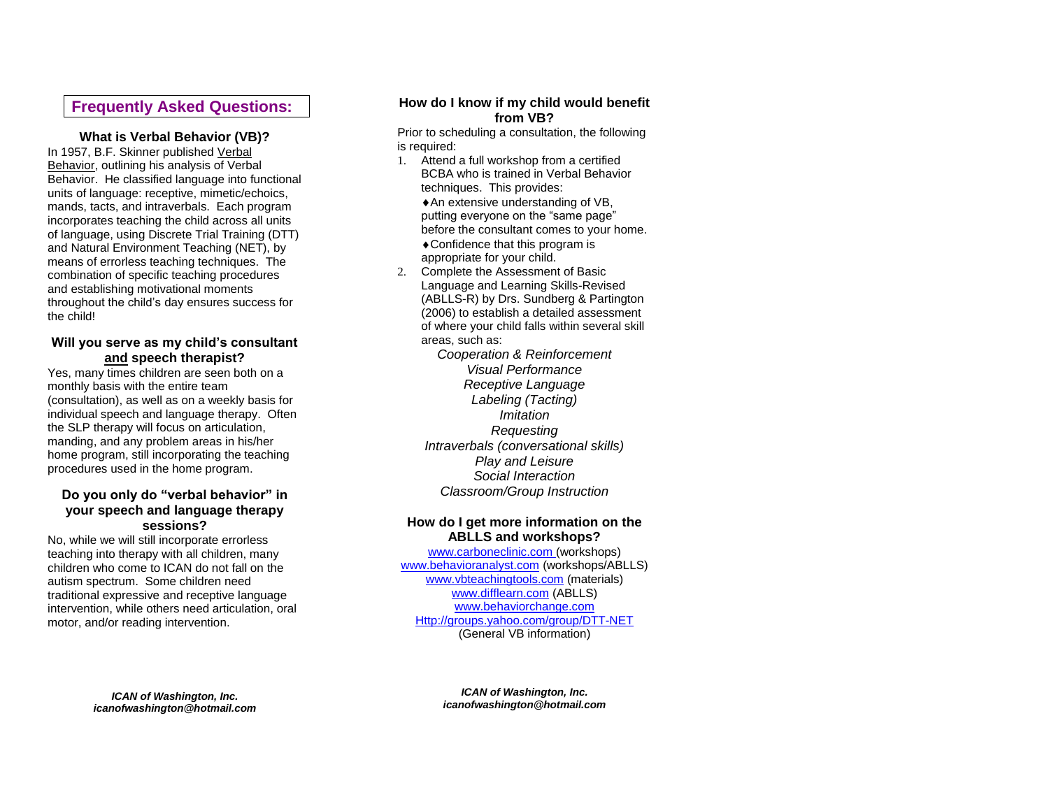## Frequently Asked Questions:

### What is Verbal Behavior (VB)?

In 1957, B.F. Skinner published Verbal Behavior, outlining his analysis of Verbal Behavior. He classified language into functional units of language: receptive, mimetic/echoics, mands, tacts, and intraverbals. Each program incorporates teaching the child across all units of language, using Discrete Trial Training (DTT) and Natural Environment Teaching (NET), by means of errorless teaching techniques. The combination of specific teaching procedures and establishing motivational moments throughout the child's day ensures success for the child!

### Will you serve as my child's consultant and speech therapist?

Yes, many times children are seen both on a monthly basis with the entire team (consultation), as well as on a weekly basis for individual speech and language therapy. Often the SLP therapy will focus on articulation, manding, and any problem areas in his/her home program, still incorporating the teaching procedures used in the home program.

### Do you only do "verbal behavior" in your speech and language therapy sessions?

No, while we will still incorporate errorless teaching into therapy with all children, many children who come to ICAN do not fall on the autism spectrum. Some children need traditional expressive and receptive language intervention, while others need articulation, oral motor, and/or reading intervention.

***ICAN of Washington, Inc.***
***icanofwashington@hotmail.com***

### How do I know if my child would benefit from VB?

Prior to scheduling a consultation, the following is required:

1. Attend a full workshop from a certified BCBA who is trained in Verbal Behavior techniques. This provides:
   - An extensive understanding of VB, putting everyone on the "same page" before the consultant comes to your home.
   - Confidence that this program is appropriate for your child.
2. Complete the Assessment of Basic Language and Learning Skills-Revised (ABLLS-R) by Drs. Sundberg & Partington (2006) to establish a detailed assessment of where your child falls within several skill areas, such as:

   *Cooperation & Reinforcement*
   *Visual Performance*
   *Receptive Language*
   *Labeling (Tacting)*
   *Imitation*
   *Requesting*
   *Intraverbals (conversational skills)*
   *Play and Leisure*
   *Social Interaction*
   *Classroom/Group Instruction*

### How do I get more information on the ABLLS and workshops?

www.carboneclinic.com (workshops)
www.behavioranalyst.com (workshops/ABLLS)
www.vbteachingtools.com (materials)
www.difflearn.com (ABLLS)
www.behaviorchange.com
Http://groups.yahoo.com/group/DTT-NET
(General VB information)

***ICAN of Washington, Inc.***
***icanofwashington@hotmail.com***